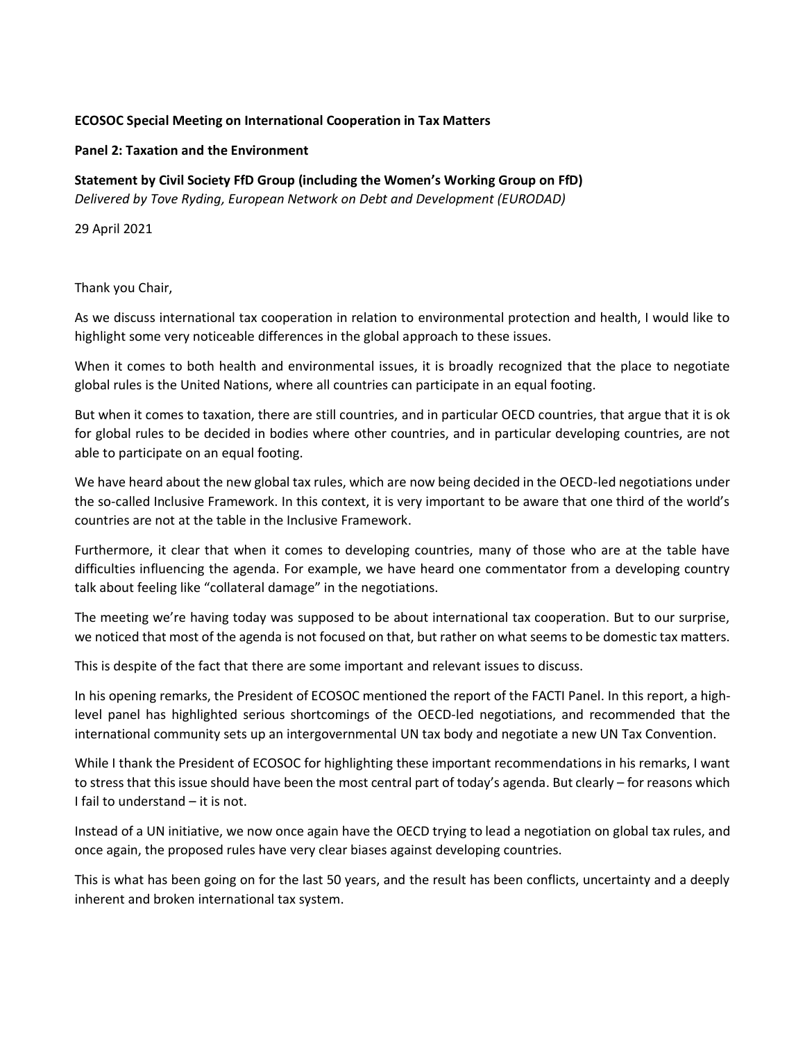**ECOSOC Special Meeting on International Cooperation in Tax Matters**

**Panel 2: Taxation and the Environment**

**Statement by Civil Society FfD Group (including the Women's Working Group on FfD)**
*Delivered by Tove Ryding, European Network on Debt and Development (EURODAD)*

29 April 2021

Thank you Chair,

As we discuss international tax cooperation in relation to environmental protection and health, I would like to highlight some very noticeable differences in the global approach to these issues.

When it comes to both health and environmental issues, it is broadly recognized that the place to negotiate global rules is the United Nations, where all countries can participate in an equal footing.

But when it comes to taxation, there are still countries, and in particular OECD countries, that argue that it is ok for global rules to be decided in bodies where other countries, and in particular developing countries, are not able to participate on an equal footing.

We have heard about the new global tax rules, which are now being decided in the OECD-led negotiations under the so-called Inclusive Framework. In this context, it is very important to be aware that one third of the world's countries are not at the table in the Inclusive Framework.

Furthermore, it clear that when it comes to developing countries, many of those who are at the table have difficulties influencing the agenda. For example, we have heard one commentator from a developing country talk about feeling like "collateral damage" in the negotiations.

The meeting we're having today was supposed to be about international tax cooperation. But to our surprise, we noticed that most of the agenda is not focused on that, but rather on what seems to be domestic tax matters.

This is despite of the fact that there are some important and relevant issues to discuss.

In his opening remarks, the President of ECOSOC mentioned the report of the FACTI Panel. In this report, a high-level panel has highlighted serious shortcomings of the OECD-led negotiations, and recommended that the international community sets up an intergovernmental UN tax body and negotiate a new UN Tax Convention.

While I thank the President of ECOSOC for highlighting these important recommendations in his remarks, I want to stress that this issue should have been the most central part of today's agenda. But clearly – for reasons which I fail to understand – it is not.

Instead of a UN initiative, we now once again have the OECD trying to lead a negotiation on global tax rules, and once again, the proposed rules have very clear biases against developing countries.

This is what has been going on for the last 50 years, and the result has been conflicts, uncertainty and a deeply inherent and broken international tax system.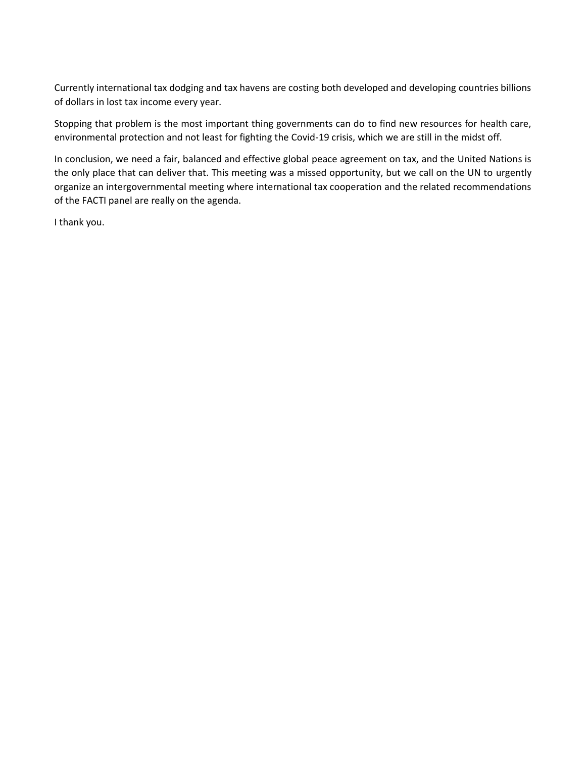Currently international tax dodging and tax havens are costing both developed and developing countries billions of dollars in lost tax income every year.

Stopping that problem is the most important thing governments can do to find new resources for health care, environmental protection and not least for fighting the Covid-19 crisis, which we are still in the midst off.

In conclusion, we need a fair, balanced and effective global peace agreement on tax, and the United Nations is the only place that can deliver that. This meeting was a missed opportunity, but we call on the UN to urgently organize an intergovernmental meeting where international tax cooperation and the related recommendations of the FACTI panel are really on the agenda.

I thank you.